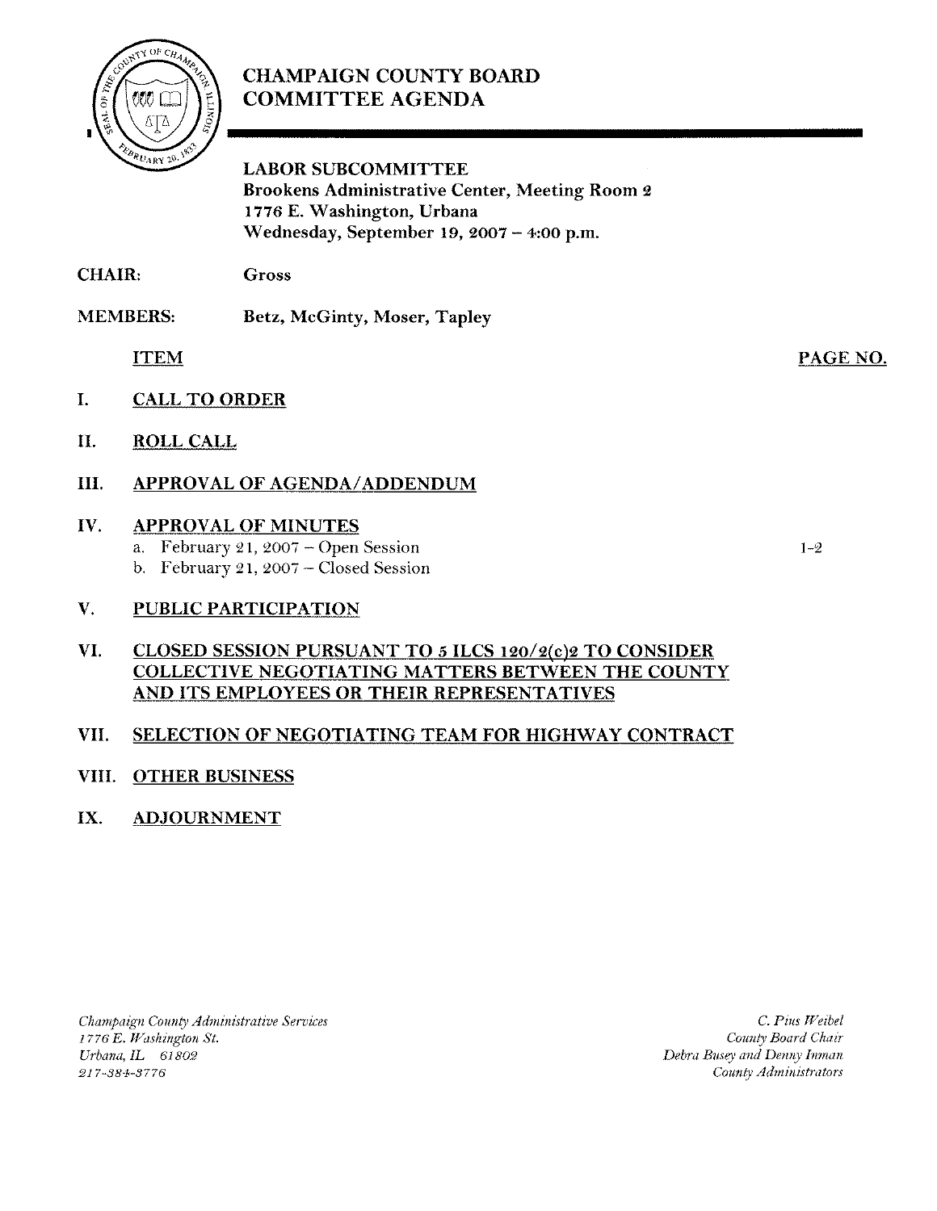# CHAMPAIGN COUNTY BOARD COMMITTEE AGENDA

**LABOR SUBCOMMITTEE**
**Brookens Administrative Center, Meeting Room 2**
**1776 E. Washington, Urbana**
**Wednesday, September 19, 2007 – 4:00 p.m.**

**CHAIR:** Gross

**MEMBERS:** Betz, McGinty, Moser, Tapley

| ITEM | PAGE NO. |
|---|---|
| I. **CALL TO ORDER** | |
| II. **ROLL CALL** | |
| III. **APPROVAL OF AGENDA/ADDENDUM** | |
| IV. **APPROVAL OF MINUTES** | |
| a. February 21, 2007 – Open Session | 1-2 |
| b. February 21, 2007 – Closed Session | |
| V. **PUBLIC PARTICIPATION** | |
| VI. **CLOSED SESSION PURSUANT TO 5 ILCS 120/2(c)2 TO CONSIDER COLLECTIVE NEGOTIATING MATTERS BETWEEN THE COUNTY AND ITS EMPLOYEES OR THEIR REPRESENTATIVES** | |
| VII. **SELECTION OF NEGOTIATING TEAM FOR HIGHWAY CONTRACT** | |
| VIII. **OTHER BUSINESS** | |
| IX. **ADJOURNMENT** | |

*Champaign County Administrative Services*
*1776 E. Washington St.*
*Urbana, IL 61802*
*217-384-3776*

*C. Pius Weibel*
*County Board Chair*
*Debra Busey and Denny Inman*
*County Administrators*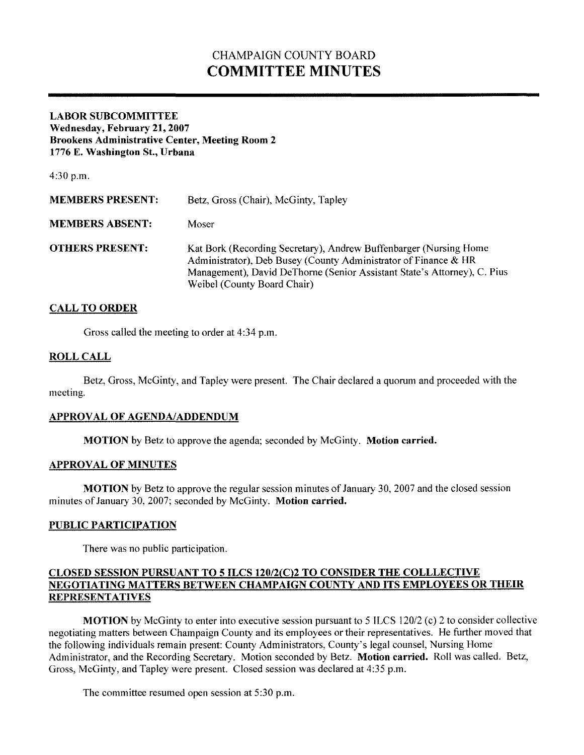# CHAMPAIGN COUNTY BOARD
# COMMITTEE MINUTES

**LABOR SUBCOMMITTEE**
**Wednesday, February 21, 2007**
**Brookens Administrative Center, Meeting Room 2**
**1776 E. Washington St., Urbana**

4:30 p.m.

**MEMBERS PRESENT:** Betz, Gross (Chair), McGinty, Tapley

**MEMBERS ABSENT:** Moser

**OTHERS PRESENT:** Kat Bork (Recording Secretary), Andrew Buffenbarger (Nursing Home Administrator), Deb Busey (County Administrator of Finance & HR Management), David DeThorne (Senior Assistant State's Attorney), C. Pius Weibel (County Board Chair)

## CALL TO ORDER

Gross called the meeting to order at 4:34 p.m.

## ROLL CALL

Betz, Gross, McGinty, and Tapley were present. The Chair declared a quorum and proceeded with the meeting.

## APPROVAL OF AGENDA/ADDENDUM

**MOTION** by Betz to approve the agenda; seconded by McGinty. **Motion carried.**

## APPROVAL OF MINUTES

**MOTION** by Betz to approve the regular session minutes of January 30, 2007 and the closed session minutes of January 30, 2007; seconded by McGinty. **Motion carried.**

## PUBLIC PARTICIPATION

There was no public participation.

## CLOSED SESSION PURSUANT TO 5 ILCS 120/2(C)2 TO CONSIDER THE COLLLECTIVE NEGOTIATING MATTERS BETWEEN CHAMPAIGN COUNTY AND ITS EMPLOYEES OR THEIR REPRESENTATIVES

**MOTION** by McGinty to enter into executive session pursuant to 5 ILCS 120/2 (c) 2 to consider collective negotiating matters between Champaign County and its employees or their representatives. He further moved that the following individuals remain present: County Administrators, County's legal counsel, Nursing Home Administrator, and the Recording Secretary. Motion seconded by Betz. **Motion carried.** Roll was called. Betz, Gross, McGinty, and Tapley were present. Closed session was declared at 4:35 p.m.

The committee resumed open session at 5:30 p.m.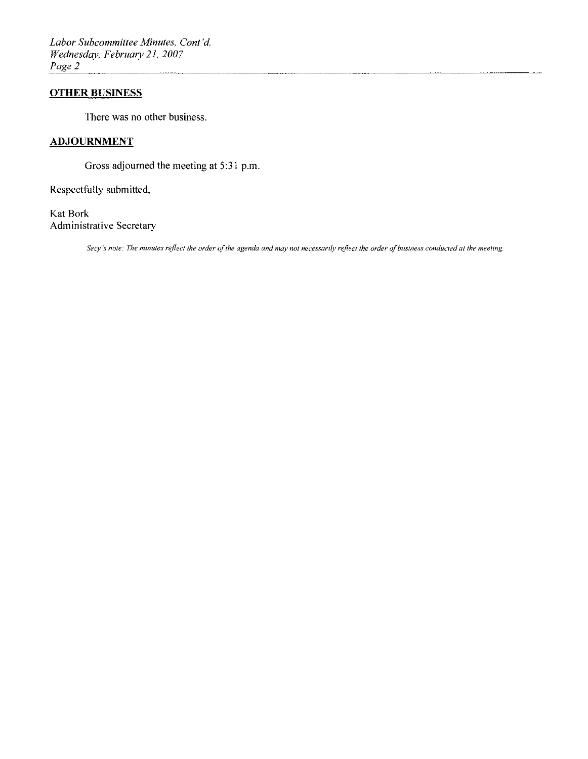## OTHER BUSINESS

There was no other business.

## ADJOURNMENT

Gross adjourned the meeting at 5:31 p.m.

Respectfully submitted,

Kat Bork
Administrative Secretary

*Secy's note: The minutes reflect the order of the agenda and may not necessarily reflect the order of business conducted at the meeting.*